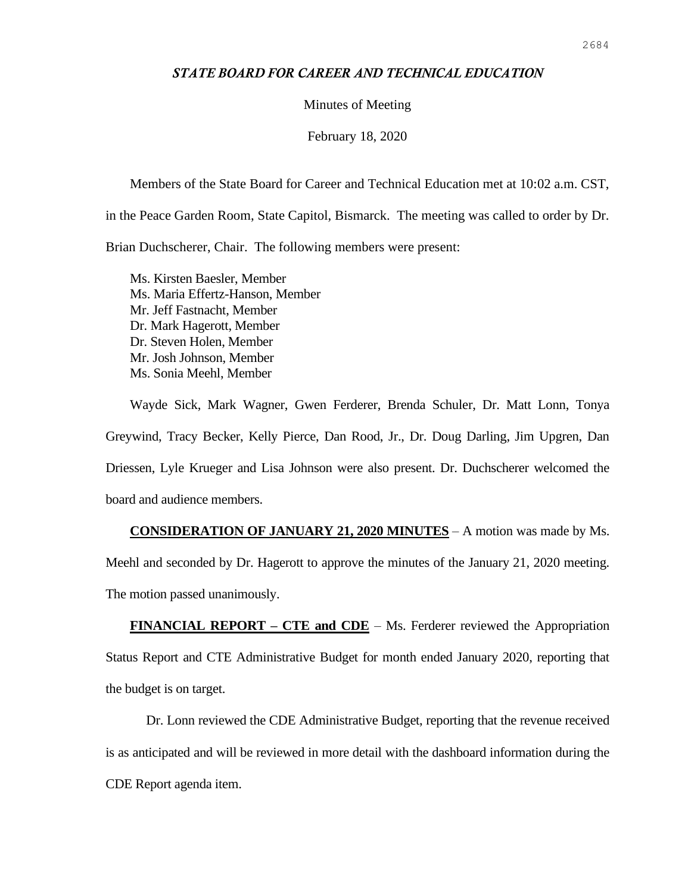# *STATE BOARD FOR CAREER AND TECHNICAL EDUCATION*

Minutes of Meeting

February 18, 2020

Members of the State Board for Career and Technical Education met at 10:02 a.m. CST, in the Peace Garden Room, State Capitol, Bismarck. The meeting was called to order by Dr. Brian Duchscherer, Chair. The following members were present:

Ms. Kirsten Baesler, Member
Ms. Maria Effertz-Hanson, Member
Mr. Jeff Fastnacht, Member
Dr. Mark Hagerott, Member
Dr. Steven Holen, Member
Mr. Josh Johnson, Member
Ms. Sonia Meehl, Member

Wayde Sick, Mark Wagner, Gwen Ferderer, Brenda Schuler, Dr. Matt Lonn, Tonya Greywind, Tracy Becker, Kelly Pierce, Dan Rood, Jr., Dr. Doug Darling, Jim Upgren, Dan Driessen, Lyle Krueger and Lisa Johnson were also present. Dr. Duchscherer welcomed the board and audience members.

**CONSIDERATION OF JANUARY 21, 2020 MINUTES** – A motion was made by Ms. Meehl and seconded by Dr. Hagerott to approve the minutes of the January 21, 2020 meeting. The motion passed unanimously.

**FINANCIAL REPORT – CTE and CDE** – Ms. Ferderer reviewed the Appropriation Status Report and CTE Administrative Budget for month ended January 2020, reporting that the budget is on target.

Dr. Lonn reviewed the CDE Administrative Budget, reporting that the revenue received is as anticipated and will be reviewed in more detail with the dashboard information during the CDE Report agenda item.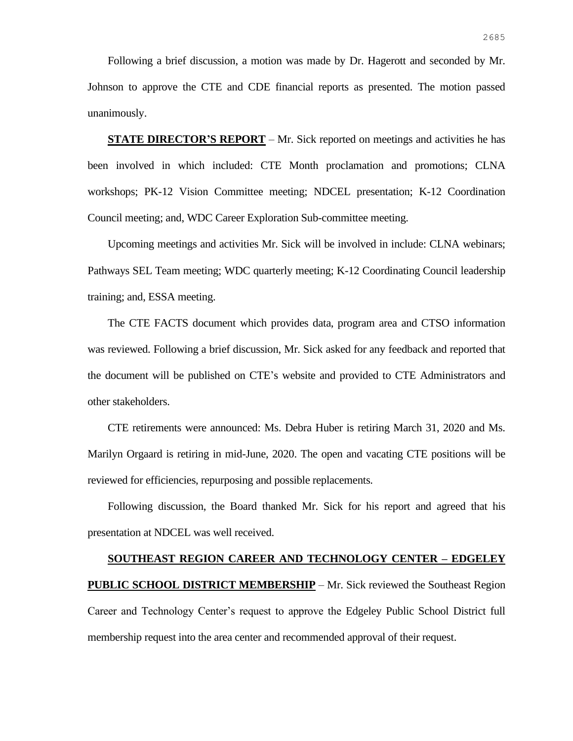Following a brief discussion, a motion was made by Dr. Hagerott and seconded by Mr. Johnson to approve the CTE and CDE financial reports as presented. The motion passed unanimously.

**STATE DIRECTOR'S REPORT** – Mr. Sick reported on meetings and activities he has been involved in which included: CTE Month proclamation and promotions; CLNA workshops; PK-12 Vision Committee meeting; NDCEL presentation; K-12 Coordination Council meeting; and, WDC Career Exploration Sub-committee meeting.

Upcoming meetings and activities Mr. Sick will be involved in include: CLNA webinars; Pathways SEL Team meeting; WDC quarterly meeting; K-12 Coordinating Council leadership training; and, ESSA meeting.

The CTE FACTS document which provides data, program area and CTSO information was reviewed. Following a brief discussion, Mr. Sick asked for any feedback and reported that the document will be published on CTE's website and provided to CTE Administrators and other stakeholders.

CTE retirements were announced: Ms. Debra Huber is retiring March 31, 2020 and Ms. Marilyn Orgaard is retiring in mid-June, 2020. The open and vacating CTE positions will be reviewed for efficiencies, repurposing and possible replacements.

Following discussion, the Board thanked Mr. Sick for his report and agreed that his presentation at NDCEL was well received.

**SOUTHEAST REGION CAREER AND TECHNOLOGY CENTER – EDGELEY PUBLIC SCHOOL DISTRICT MEMBERSHIP** – Mr. Sick reviewed the Southeast Region Career and Technology Center's request to approve the Edgeley Public School District full membership request into the area center and recommended approval of their request.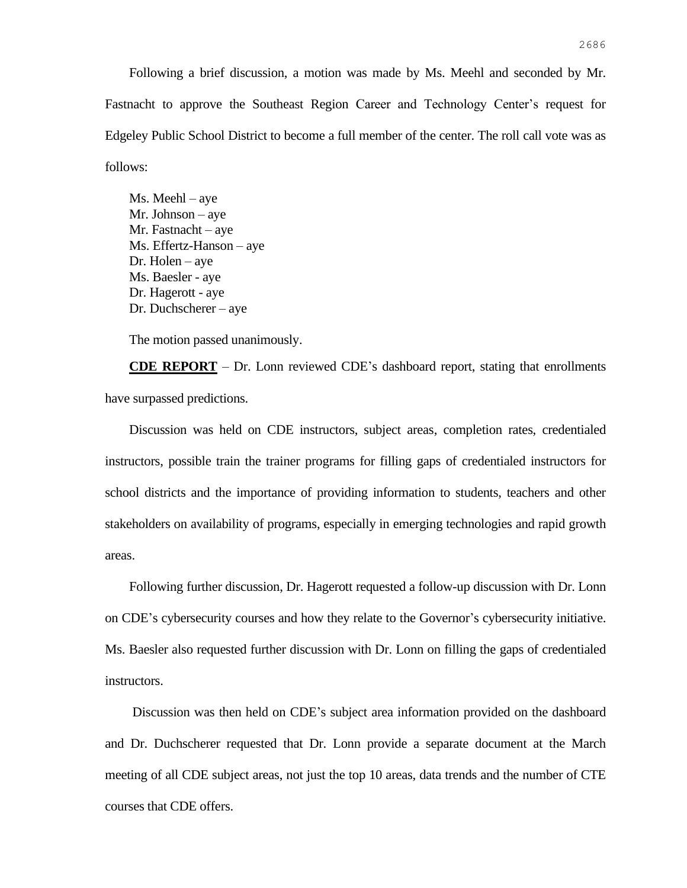Following a brief discussion, a motion was made by Ms. Meehl and seconded by Mr. Fastnacht to approve the Southeast Region Career and Technology Center's request for Edgeley Public School District to become a full member of the center. The roll call vote was as follows:

Ms. Meehl – aye
Mr. Johnson – aye
Mr. Fastnacht – aye
Ms. Effertz-Hanson – aye
Dr. Holen – aye
Ms. Baesler - aye
Dr. Hagerott - aye
Dr. Duchscherer – aye

The motion passed unanimously.

**CDE REPORT** – Dr. Lonn reviewed CDE's dashboard report, stating that enrollments have surpassed predictions.

Discussion was held on CDE instructors, subject areas, completion rates, credentialed instructors, possible train the trainer programs for filling gaps of credentialed instructors for school districts and the importance of providing information to students, teachers and other stakeholders on availability of programs, especially in emerging technologies and rapid growth areas.

Following further discussion, Dr. Hagerott requested a follow-up discussion with Dr. Lonn on CDE's cybersecurity courses and how they relate to the Governor's cybersecurity initiative. Ms. Baesler also requested further discussion with Dr. Lonn on filling the gaps of credentialed instructors.

Discussion was then held on CDE's subject area information provided on the dashboard and Dr. Duchscherer requested that Dr. Lonn provide a separate document at the March meeting of all CDE subject areas, not just the top 10 areas, data trends and the number of CTE courses that CDE offers.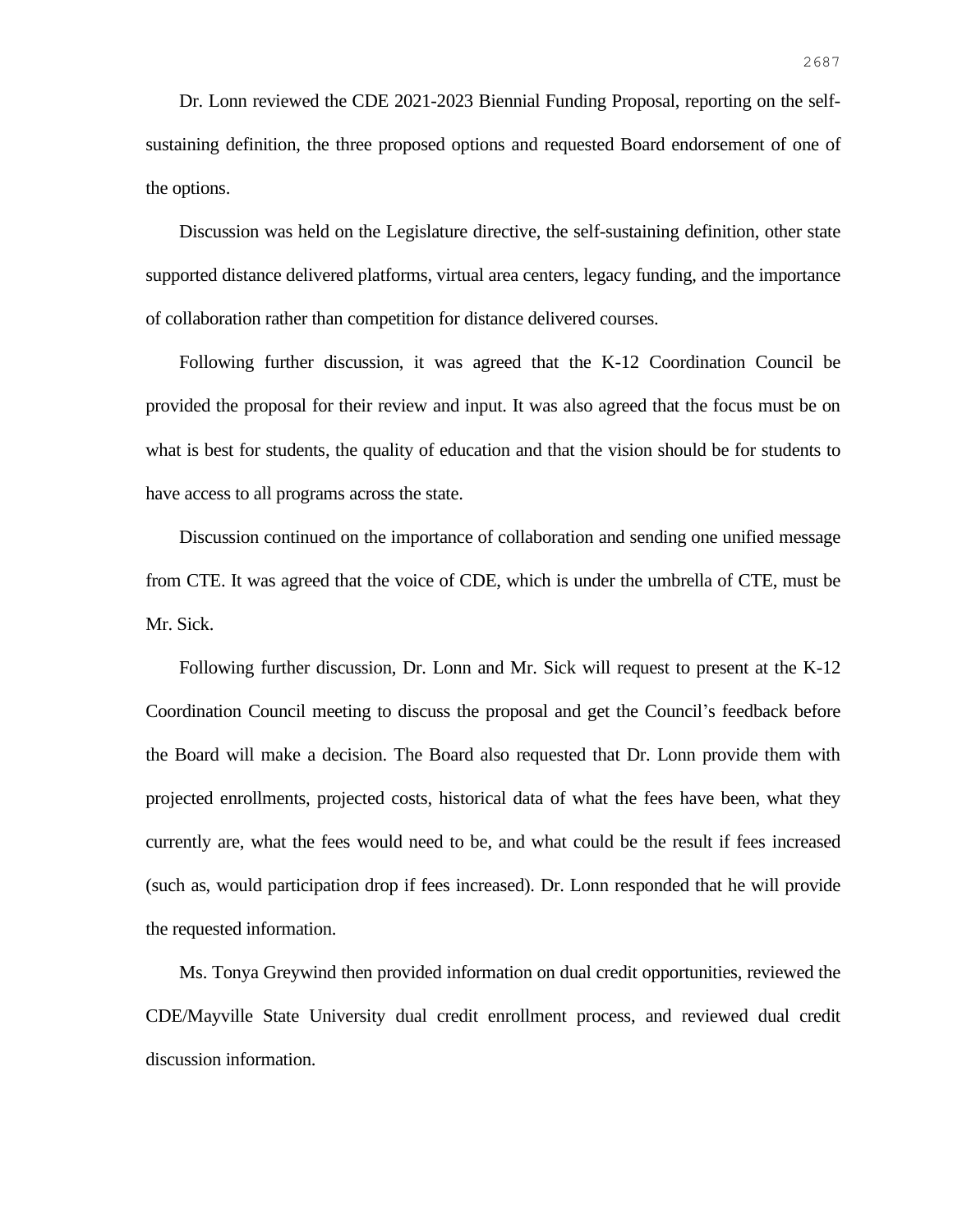Dr. Lonn reviewed the CDE 2021-2023 Biennial Funding Proposal, reporting on the self-sustaining definition, the three proposed options and requested Board endorsement of one of the options.

Discussion was held on the Legislature directive, the self-sustaining definition, other state supported distance delivered platforms, virtual area centers, legacy funding, and the importance of collaboration rather than competition for distance delivered courses.

Following further discussion, it was agreed that the K-12 Coordination Council be provided the proposal for their review and input. It was also agreed that the focus must be on what is best for students, the quality of education and that the vision should be for students to have access to all programs across the state.

Discussion continued on the importance of collaboration and sending one unified message from CTE. It was agreed that the voice of CDE, which is under the umbrella of CTE, must be Mr. Sick.

Following further discussion, Dr. Lonn and Mr. Sick will request to present at the K-12 Coordination Council meeting to discuss the proposal and get the Council's feedback before the Board will make a decision. The Board also requested that Dr. Lonn provide them with projected enrollments, projected costs, historical data of what the fees have been, what they currently are, what the fees would need to be, and what could be the result if fees increased (such as, would participation drop if fees increased). Dr. Lonn responded that he will provide the requested information.

Ms. Tonya Greywind then provided information on dual credit opportunities, reviewed the CDE/Mayville State University dual credit enrollment process, and reviewed dual credit discussion information.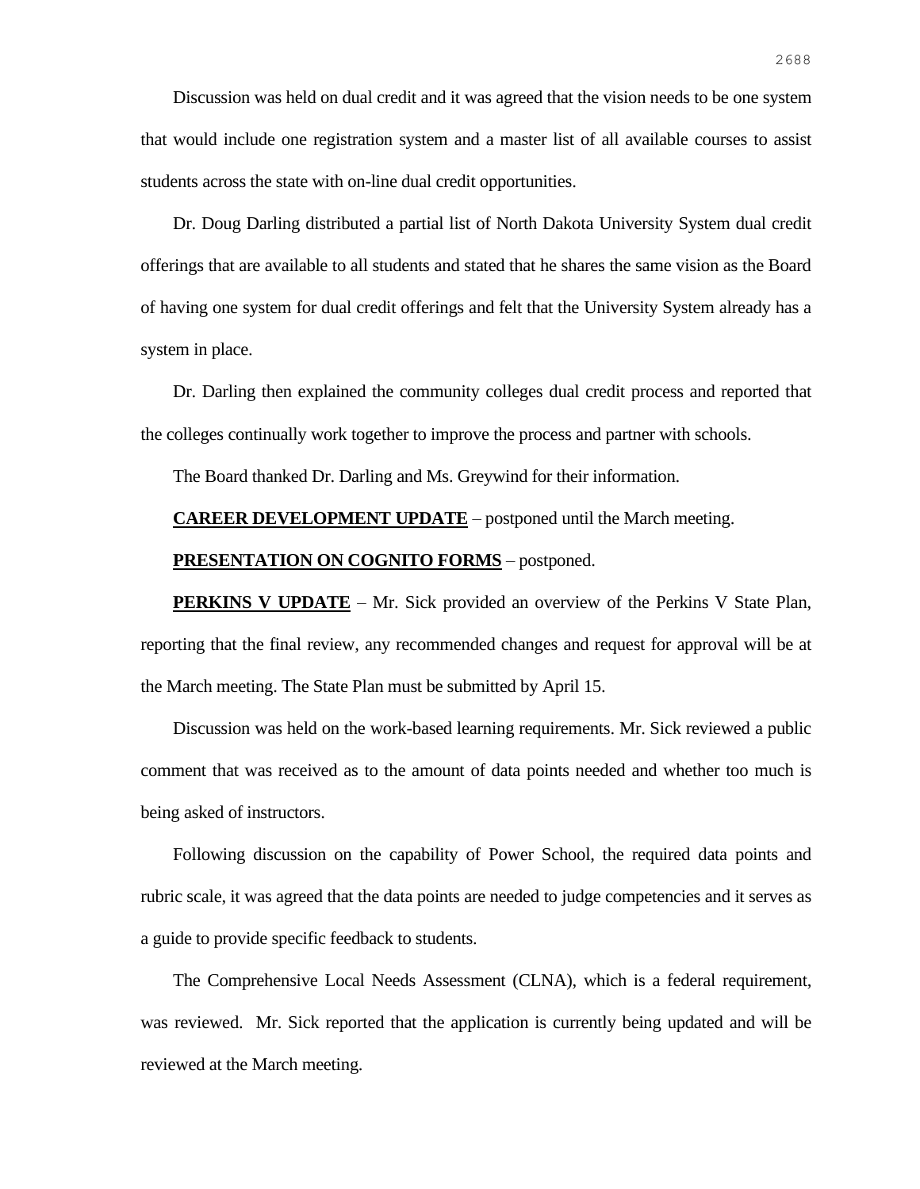Discussion was held on dual credit and it was agreed that the vision needs to be one system that would include one registration system and a master list of all available courses to assist students across the state with on-line dual credit opportunities.

Dr. Doug Darling distributed a partial list of North Dakota University System dual credit offerings that are available to all students and stated that he shares the same vision as the Board of having one system for dual credit offerings and felt that the University System already has a system in place.

Dr. Darling then explained the community colleges dual credit process and reported that the colleges continually work together to improve the process and partner with schools.

The Board thanked Dr. Darling and Ms. Greywind for their information.

**CAREER DEVELOPMENT UPDATE** – postponed until the March meeting.

**PRESENTATION ON COGNITO FORMS** – postponed.

**PERKINS V UPDATE** – Mr. Sick provided an overview of the Perkins V State Plan, reporting that the final review, any recommended changes and request for approval will be at the March meeting. The State Plan must be submitted by April 15.

Discussion was held on the work-based learning requirements. Mr. Sick reviewed a public comment that was received as to the amount of data points needed and whether too much is being asked of instructors.

Following discussion on the capability of Power School, the required data points and rubric scale, it was agreed that the data points are needed to judge competencies and it serves as a guide to provide specific feedback to students.

The Comprehensive Local Needs Assessment (CLNA), which is a federal requirement, was reviewed. Mr. Sick reported that the application is currently being updated and will be reviewed at the March meeting.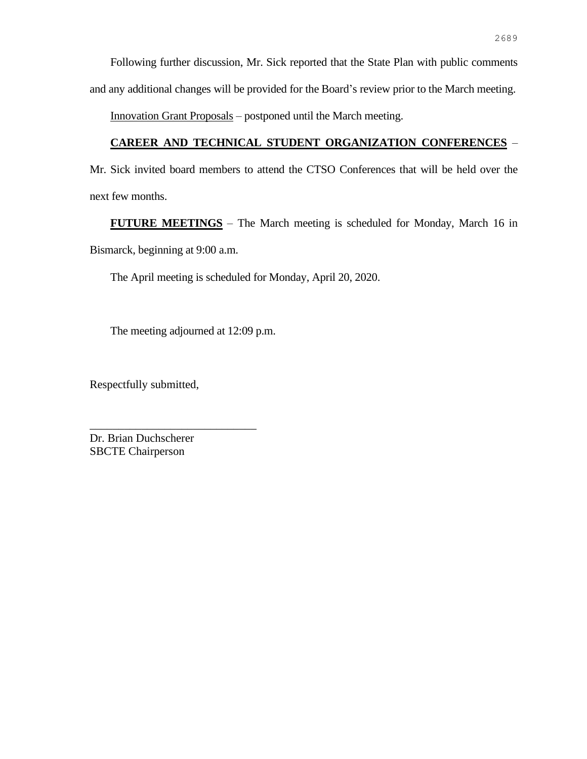Following further discussion, Mr. Sick reported that the State Plan with public comments and any additional changes will be provided for the Board's review prior to the March meeting.

Innovation Grant Proposals – postponed until the March meeting.

**CAREER AND TECHNICAL STUDENT ORGANIZATION CONFERENCES** – Mr. Sick invited board members to attend the CTSO Conferences that will be held over the next few months.

**FUTURE MEETINGS** – The March meeting is scheduled for Monday, March 16 in Bismarck, beginning at 9:00 a.m.

The April meeting is scheduled for Monday, April 20, 2020.

The meeting adjourned at 12:09 p.m.

Respectfully submitted,

_____________________________

Dr. Brian Duchscherer
SBCTE Chairperson